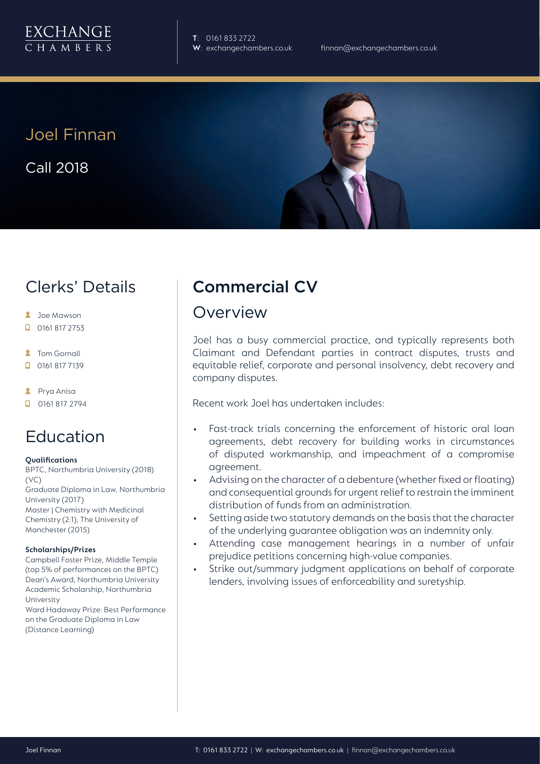EXCHANGE CHAMBERS

**T**: 0161 833 2722
**W**: exchangechambers.co.uk
finnan@exchangechambers.co.uk

# Joel Finnan

Call 2018

## Clerks' Details

- Joe Mawson
- 0161 817 2753
- Tom Gornall
- 0161 817 7139
- Prya Anisa
- 0161 817 2794

## Education

**Qualifications**

BPTC, Northumbria University (2018) (VC)
Graduate Diploma in Law, Northumbria University (2017)
Master | Chemistry with Medicinal Chemistry (2:1), The University of Manchester (2015)

**Scholarships/Prizes**

Campbell Foster Prize, Middle Temple (top 5% of performances on the BPTC)
Dean's Award, Northumbria University
Academic Scholarship, Northumbria University
Ward Hadaway Prize: Best Performance on the Graduate Diploma in Law (Distance Learning)

## Commercial CV

### Overview

Joel has a busy commercial practice, and typically represents both Claimant and Defendant parties in contract disputes, trusts and equitable relief, corporate and personal insolvency, debt recovery and company disputes.

Recent work Joel has undertaken includes:

- Fast-track trials concerning the enforcement of historic oral loan agreements, debt recovery for building works in circumstances of disputed workmanship, and impeachment of a compromise agreement.
- Advising on the character of a debenture (whether fixed or floating) and consequential grounds for urgent relief to restrain the imminent distribution of funds from an administration.
- Setting aside two statutory demands on the basis that the character of the underlying guarantee obligation was an indemnity only.
- Attending case management hearings in a number of unfair prejudice petitions concerning high-value companies.
- Strike out/summary judgment applications on behalf of corporate lenders, involving issues of enforceability and suretyship.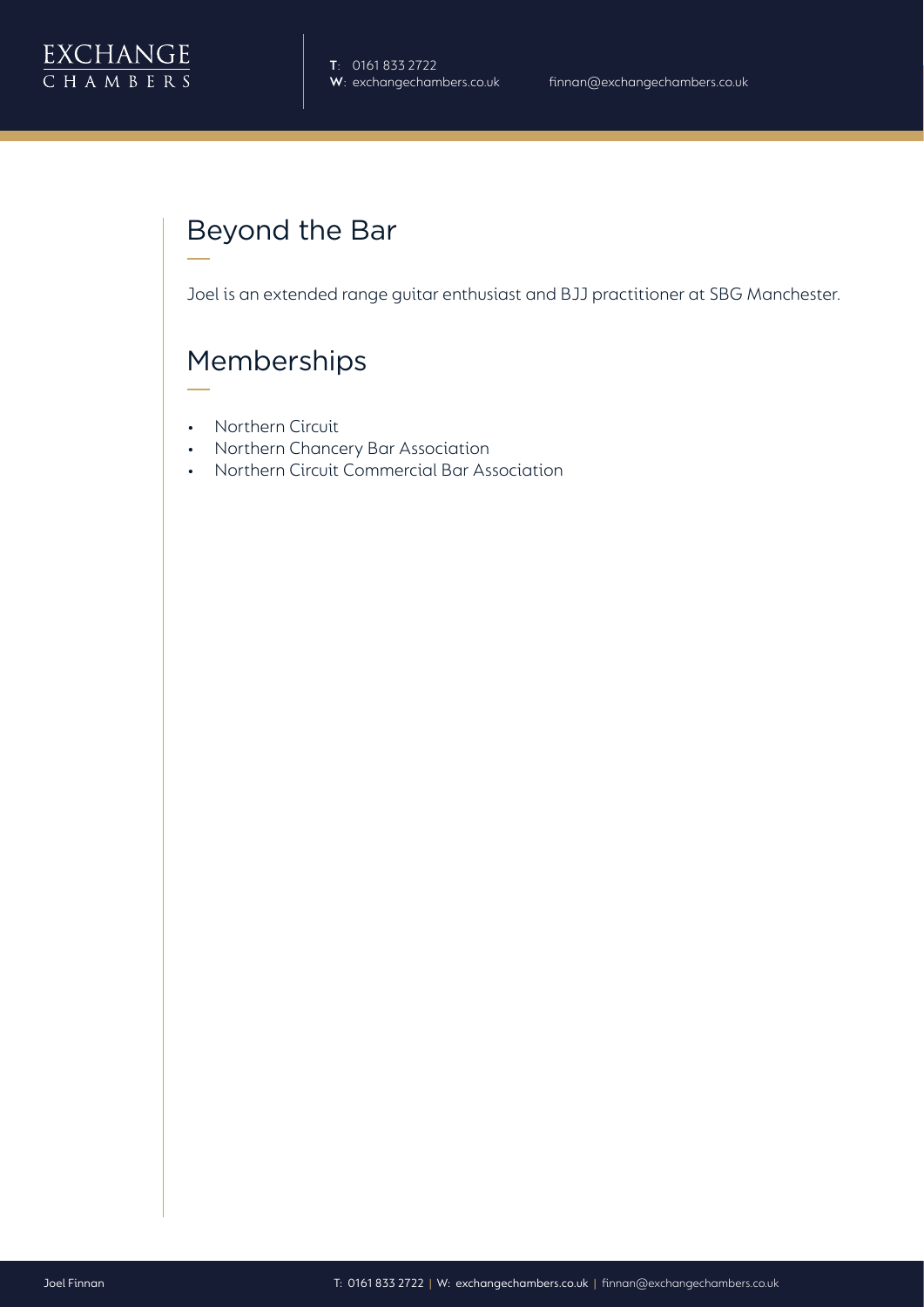## Beyond the Bar

Joel is an extended range guitar enthusiast and BJJ practitioner at SBG Manchester.

## Memberships

- Northern Circuit
- Northern Chancery Bar Association
- Northern Circuit Commercial Bar Association